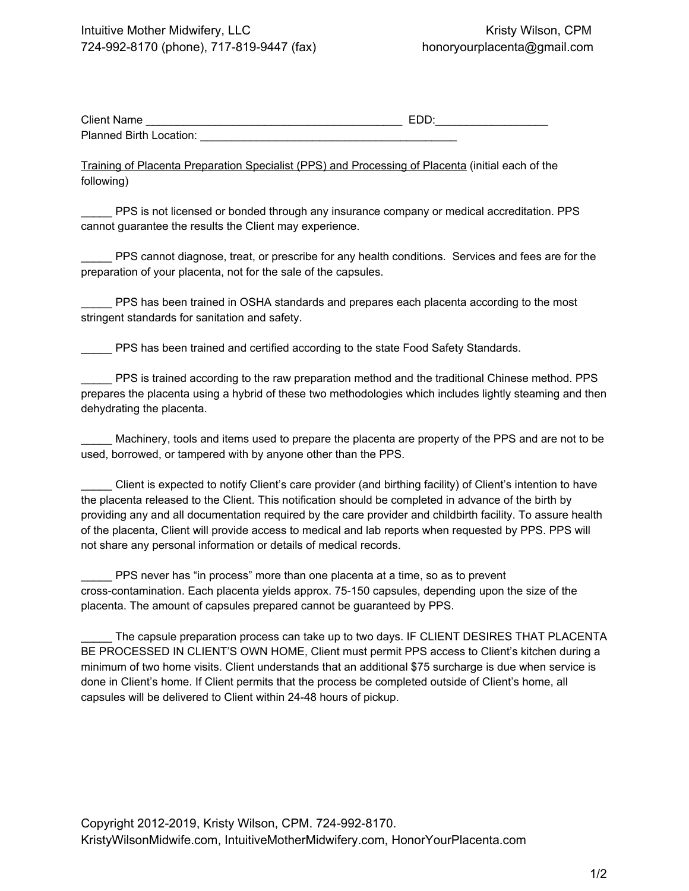Intuitive Mother Midwifery, LLC
724-992-8170 (phone), 717-819-9447 (fax)

Kristy Wilson, CPM
honoryourplacenta@gmail.com

Client Name ___________________________________________ EDD:__________________
Planned Birth Location: ____________________________________________

Training of Placenta Preparation Specialist (PPS) and Processing of Placenta (initial each of the following)

_____ PPS is not licensed or bonded through any insurance company or medical accreditation. PPS cannot guarantee the results the Client may experience.

_____ PPS cannot diagnose, treat, or prescribe for any health conditions. Services and fees are for the preparation of your placenta, not for the sale of the capsules.

_____ PPS has been trained in OSHA standards and prepares each placenta according to the most stringent standards for sanitation and safety.

_____ PPS has been trained and certified according to the state Food Safety Standards.

_____ PPS is trained according to the raw preparation method and the traditional Chinese method. PPS prepares the placenta using a hybrid of these two methodologies which includes lightly steaming and then dehydrating the placenta.

_____ Machinery, tools and items used to prepare the placenta are property of the PPS and are not to be used, borrowed, or tampered with by anyone other than the PPS.

_____ Client is expected to notify Client's care provider (and birthing facility) of Client's intention to have the placenta released to the Client. This notification should be completed in advance of the birth by providing any and all documentation required by the care provider and childbirth facility. To assure health of the placenta, Client will provide access to medical and lab reports when requested by PPS. PPS will not share any personal information or details of medical records.

_____ PPS never has "in process" more than one placenta at a time, so as to prevent cross-contamination. Each placenta yields approx. 75-150 capsules, depending upon the size of the placenta. The amount of capsules prepared cannot be guaranteed by PPS.

_____ The capsule preparation process can take up to two days. IF CLIENT DESIRES THAT PLACENTA BE PROCESSED IN CLIENT'S OWN HOME, Client must permit PPS access to Client's kitchen during a minimum of two home visits. Client understands that an additional $75 surcharge is due when service is done in Client's home. If Client permits that the process be completed outside of Client's home, all capsules will be delivered to Client within 24-48 hours of pickup.

Copyright 2012-2019, Kristy Wilson, CPM. 724-992-8170.
KristyWilsonMidwife.com, IntuitiveMotherMidwifery.com, HonorYourPlacenta.com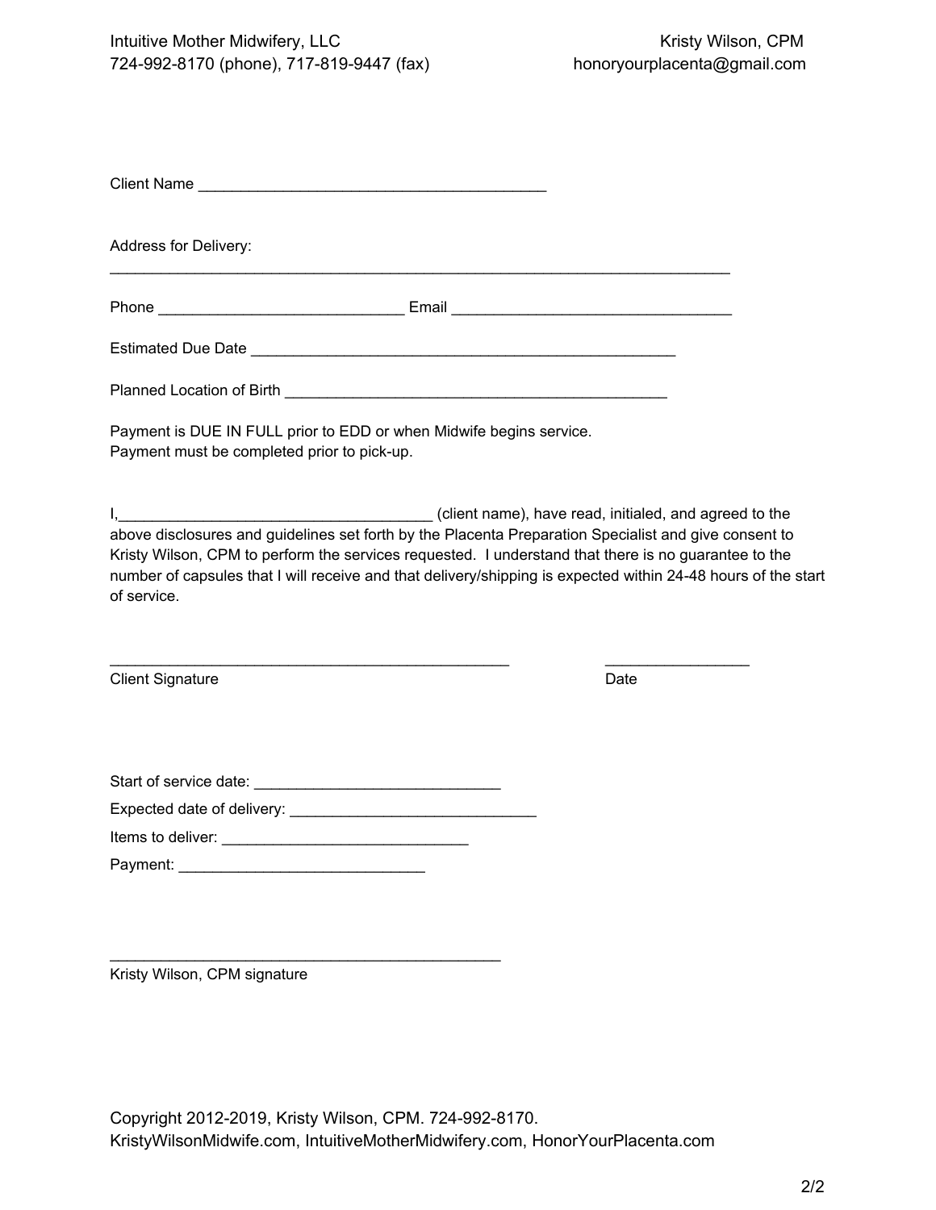Intuitive Mother Midwifery, LLC
724-992-8170 (phone), 717-819-9447 (fax)

Kristy Wilson, CPM
honoryourplacenta@gmail.com

Client Name ____________________________________________

Address for Delivery:
________________________________________________________________________________

Phone _______________________________ Email ____________________________________

Estimated Due Date ______________________________________________________

Planned Location of Birth ________________________________________________

Payment is DUE IN FULL prior to EDD or when Midwife begins service.
Payment must be completed prior to pick-up.

I,_____________________________________ (client name), have read, initialed, and agreed to the above disclosures and guidelines set forth by the Placenta Preparation Specialist and give consent to Kristy Wilson, CPM to perform the services requested. I understand that there is no guarantee to the number of capsules that I will receive and that delivery/shipping is expected within 24-48 hours of the start of service.

__________________________________________________ _________________
Client Signature Date

Start of service date: ______________________________

Expected date of delivery: ______________________________

Items to deliver: ______________________________

Payment: ______________________________

________________________________________________
Kristy Wilson, CPM signature

Copyright 2012-2019, Kristy Wilson, CPM. 724-992-8170.
KristyWilsonMidwife.com, IntuitiveMotherMidwifery.com, HonorYourPlacenta.com